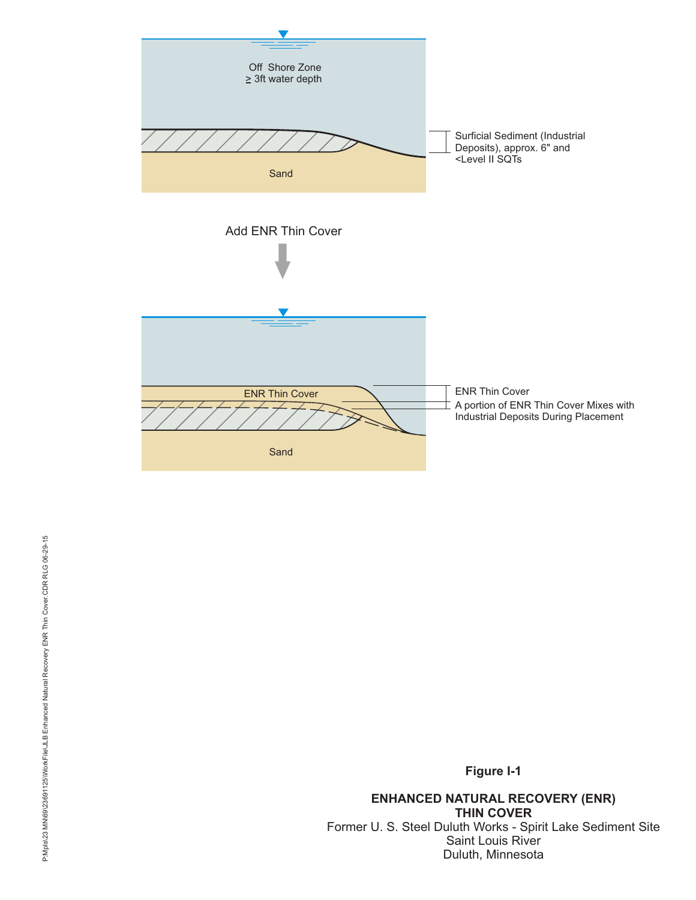Off Shore Zone
≥ 3ft water depth

Surficial Sediment (Industrial Deposits), approx. 6" and <Level II SQTs

Sand

Add ENR Thin Cover

ENR Thin Cover

ENR Thin Cover

A portion of ENR Thin Cover Mixes with Industrial Deposits During Placement

Sand

P:\Mpls\23 MN\69\23691125\WorkFile\JLB Enhanced Natural Recovery ENR Thin Cover.CDR RLG 06-29-15

**Figure I-1**

**ENHANCED NATURAL RECOVERY (ENR)**
**THIN COVER**
Former U. S. Steel Duluth Works - Spirit Lake Sediment Site
Saint Louis River
Duluth, Minnesota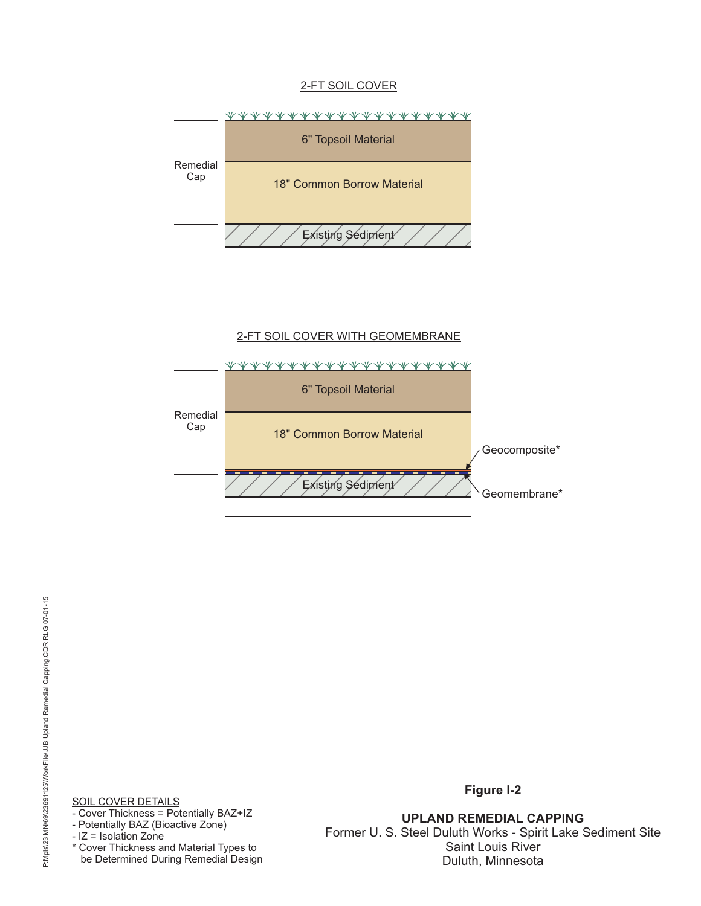## 2-FT SOIL COVER

Remedial Cap

6" Topsoil Material

18" Common Borrow Material

Existing Sediment

## 2-FT SOIL COVER WITH GEOMEMBRANE

Remedial Cap

6" Topsoil Material

18" Common Borrow Material

Geocomposite*

Geomembrane*

Existing Sediment

SOIL COVER DETAILS
- Cover Thickness = Potentially BAZ+IZ
- Potentially BAZ (Bioactive Zone)
- IZ = Isolation Zone

* Cover Thickness and Material Types to be Determined During Remedial Design

**Figure I-2**

**UPLAND REMEDIAL CAPPING**

Former U. S. Steel Duluth Works - Spirit Lake Sediment Site
Saint Louis River
Duluth, Minnesota

P:\Mpls\23 MN\69\23691125\WorkFile\JJB Upland Remedial Capping.CDR RLG 07-01-15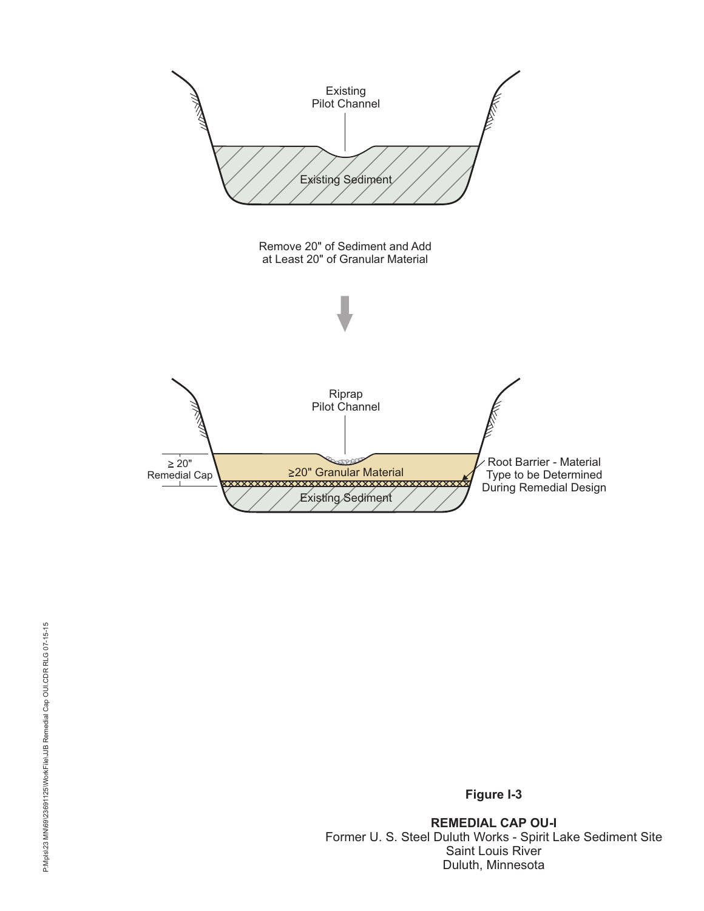Existing Pilot Channel

Existing Sediment

Remove 20" of Sediment and Add at Least 20" of Granular Material

Riprap Pilot Channel

≥ 20" Remedial Cap

≥20" Granular Material

Existing Sediment

Root Barrier - Material Type to be Determined During Remedial Design

P:\Mpls\23 MN\69\23691125\WorkFile\JJB Remedial Cap OUI.CDR RLG 07-15-15

**Figure I-3**

**REMEDIAL CAP OU-I**
Former U. S. Steel Duluth Works - Spirit Lake Sediment Site
Saint Louis River
Duluth, Minnesota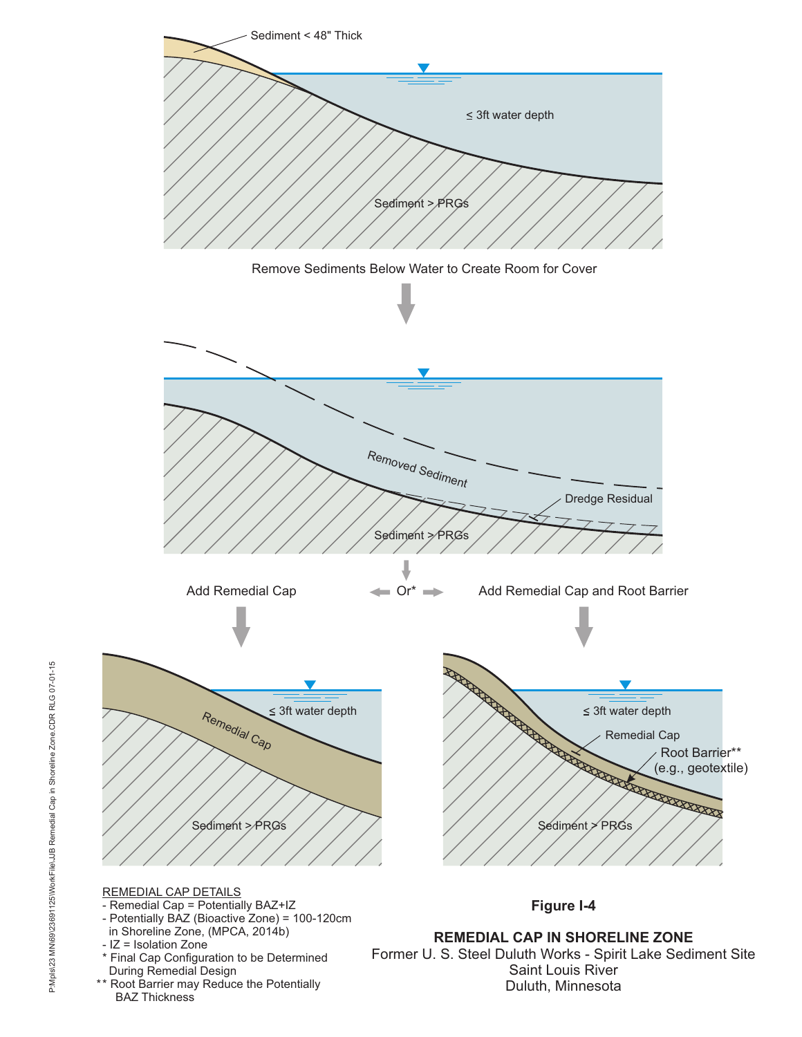Sediment < 48" Thick

≤ 3ft water depth

Sediment > PRGs

Remove Sediments Below Water to Create Room for Cover

Removed Sediment

Dredge Residual

Sediment > PRGs

Add Remedial Cap — Or* — Add Remedial Cap and Root Barrier

≤ 3ft water depth

Remedial Cap

Sediment > PRGs

≤ 3ft water depth

Remedial Cap

Root Barrier**
(e.g., geotextile)

Sediment > PRGs

REMEDIAL CAP DETAILS

- Remedial Cap = Potentially BAZ+IZ
- Potentially BAZ (Bioactive Zone) = 100-120cm in Shoreline Zone, (MPCA, 2014b)
- IZ = Isolation Zone

\* Final Cap Configuration to be Determined During Remedial Design

\*\* Root Barrier may Reduce the Potentially BAZ Thickness

**Figure I-4**

**REMEDIAL CAP IN SHORELINE ZONE**

Former U. S. Steel Duluth Works - Spirit Lake Sediment Site
Saint Louis River
Duluth, Minnesota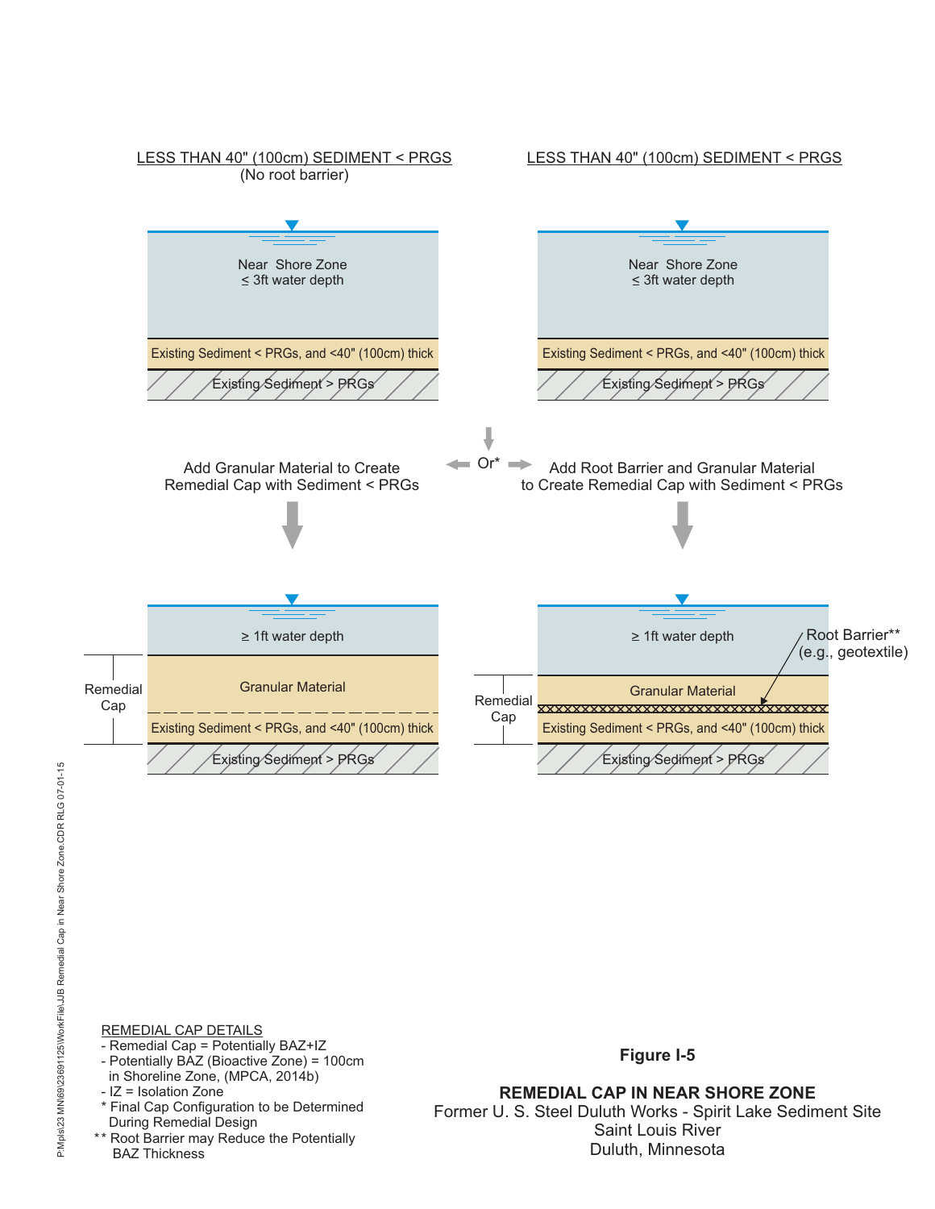LESS THAN 40" (100cm) SEDIMENT < PRGS
(No root barrier)

LESS THAN 40" (100cm) SEDIMENT < PRGS

Near Shore Zone
≤ 3ft water depth

Existing Sediment < PRGs, and <40" (100cm) thick

Existing Sediment > PRGs

Near Shore Zone
≤ 3ft water depth

Existing Sediment < PRGs, and <40" (100cm) thick

Existing Sediment > PRGs

Add Granular Material to Create Remedial Cap with Sediment < PRGs

Or*

Add Root Barrier and Granular Material to Create Remedial Cap with Sediment < PRGs

≥ 1ft water depth

Remedial Cap

Granular Material

Existing Sediment < PRGs, and <40" (100cm) thick

Existing Sediment > PRGs

≥ 1ft water depth

Root Barrier**
(e.g., geotextile)

Remedial Cap

Granular Material

Existing Sediment < PRGs, and <40" (100cm) thick

Existing Sediment > PRGs

REMEDIAL CAP DETAILS
- Remedial Cap = Potentially BAZ+IZ
- Potentially BAZ (Bioactive Zone) = 100cm in Shoreline Zone, (MPCA, 2014b)
- IZ = Isolation Zone
* Final Cap Configuration to be Determined During Remedial Design
** Root Barrier may Reduce the Potentially BAZ Thickness

**Figure I-5**

**REMEDIAL CAP IN NEAR SHORE ZONE**
Former U. S. Steel Duluth Works - Spirit Lake Sediment Site
Saint Louis River
Duluth, Minnesota

P:\Mpls\23 MN\69\23691125\WorkFile\JJB Remedial Cap in Near Shore Zone.CDR RLG 07-01-15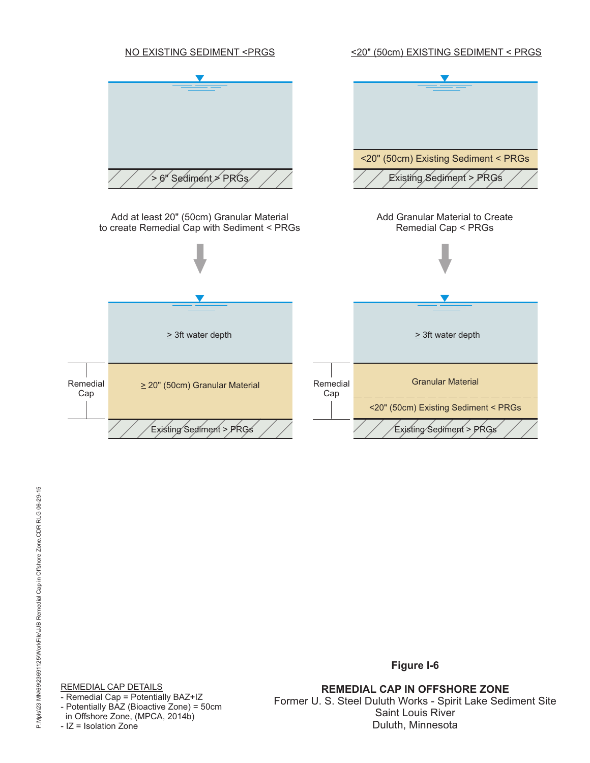NO EXISTING SEDIMENT <PRGS

> 6" Sediment > PRGs

Add at least 20" (50cm) Granular Material to create Remedial Cap with Sediment < PRGs

≥ 3ft water depth

Remedial Cap

≥ 20" (50cm) Granular Material

Existing Sediment > PRGs

<20" (50cm) EXISTING SEDIMENT < PRGS

<20" (50cm) Existing Sediment < PRGs

Existing Sediment > PRGs

Add Granular Material to Create Remedial Cap < PRGs

≥ 3ft water depth

Remedial Cap

Granular Material

<20" (50cm) Existing Sediment < PRGs

Existing Sediment > PRGs

REMEDIAL CAP DETAILS

- Remedial Cap = Potentially BAZ+IZ
- Potentially BAZ (Bioactive Zone) = 50cm in Offshore Zone, (MPCA, 2014b)
- IZ = Isolation Zone

**Figure I-6**

**REMEDIAL CAP IN OFFSHORE ZONE**

Former U. S. Steel Duluth Works - Spirit Lake Sediment Site
Saint Louis River
Duluth, Minnesota

P:\Mpls\23 MN\69\23691125\WorkFiles\JB Remedial Cap in Offshore Zone.CDR RLG 06-29-15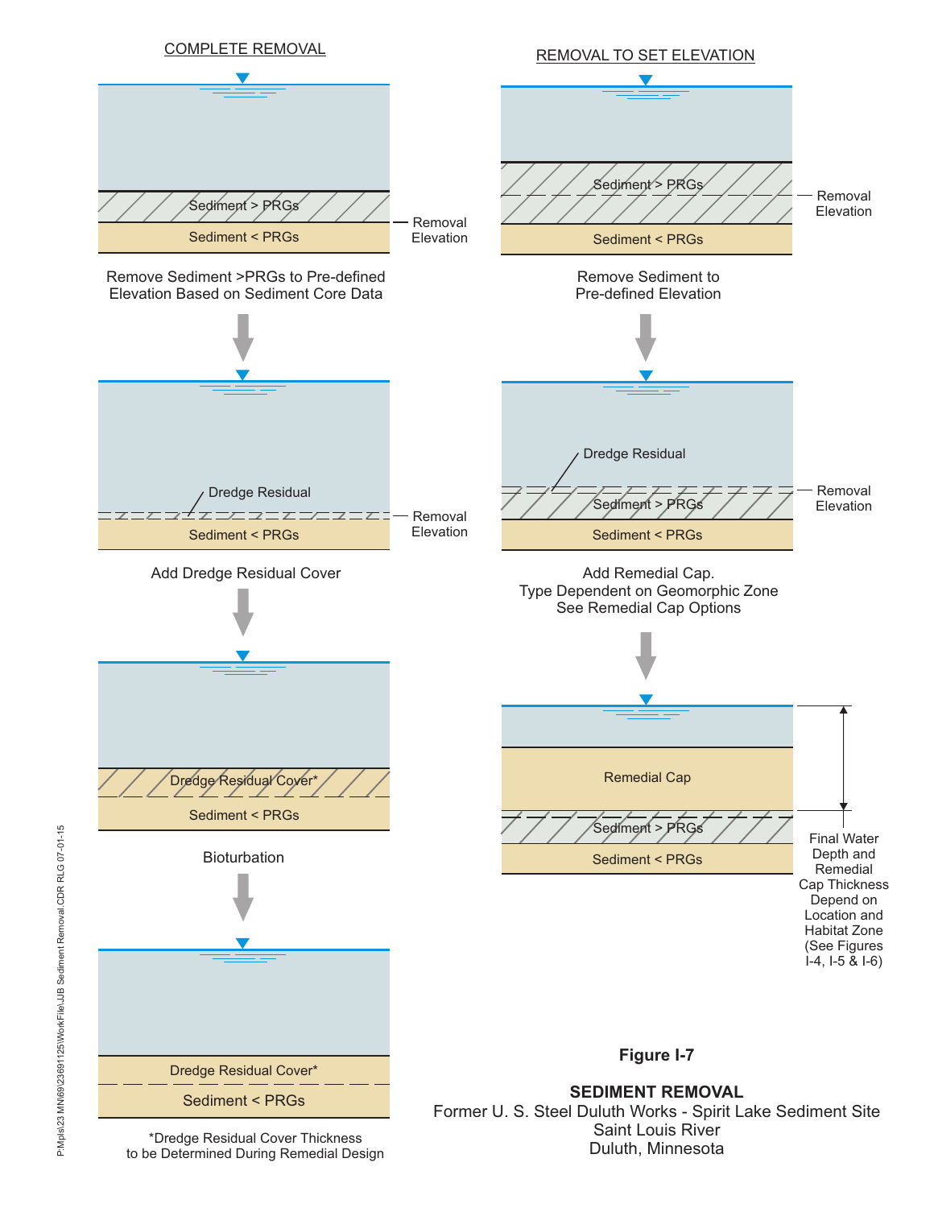## COMPLETE REMOVAL

Sediment > PRGs

Sediment < PRGs

Removal Elevation

Remove Sediment >PRGs to Pre-defined Elevation Based on Sediment Core Data

Dredge Residual

Sediment < PRGs

Removal Elevation

Add Dredge Residual Cover

Dredge Residual Cover*

Sediment < PRGs

Bioturbation

Dredge Residual Cover*

Sediment < PRGs

*Dredge Residual Cover Thickness to be Determined During Remedial Design

## REMOVAL TO SET ELEVATION

Sediment > PRGs

Sediment < PRGs

Removal Elevation

Remove Sediment to Pre-defined Elevation

Dredge Residual

Sediment > PRGs

Sediment < PRGs

Removal Elevation

Add Remedial Cap. Type Dependent on Geomorphic Zone See Remedial Cap Options

Remedial Cap

Sediment > PRGs

Sediment < PRGs

Final Water Depth and Remedial Cap Thickness Depend on Location and Habitat Zone (See Figures I-4, I-5 & I-6)

**Figure I-7**

**SEDIMENT REMOVAL**

Former U. S. Steel Duluth Works - Spirit Lake Sediment Site
Saint Louis River
Duluth, Minnesota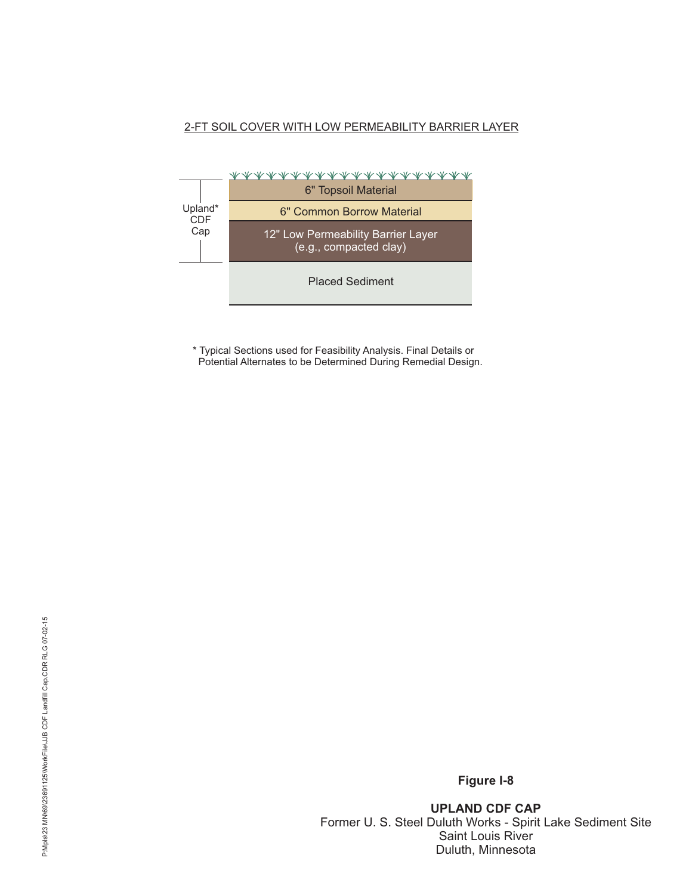2-FT SOIL COVER WITH LOW PERMEABILITY BARRIER LAYER

Upland* CDF Cap

6" Topsoil Material

6" Common Borrow Material

12" Low Permeability Barrier Layer (e.g., compacted clay)

Placed Sediment

* Typical Sections used for Feasibility Analysis. Final Details or Potential Alternates to be Determined During Remedial Design.

P:Mpls\23 MN\69\23691125\WorkFile\JJB CDF Landfill Cap.CDR RLG 07-02-15

**Figure I-8**

**UPLAND CDF CAP**
Former U. S. Steel Duluth Works - Spirit Lake Sediment Site
Saint Louis River
Duluth, Minnesota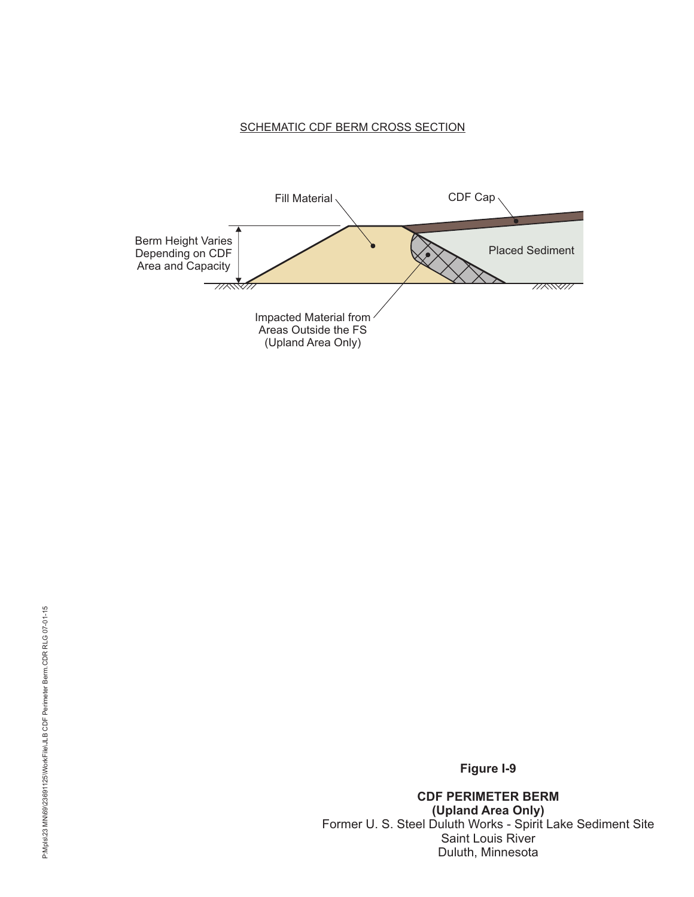SCHEMATIC CDF BERM CROSS SECTION

Fill Material

CDF Cap

Berm Height Varies Depending on CDF Area and Capacity

Placed Sediment

Impacted Material from Areas Outside the FS (Upland Area Only)

**Figure I-9**

**CDF PERIMETER BERM**
**(Upland Area Only)**
Former U. S. Steel Duluth Works - Spirit Lake Sediment Site
Saint Louis River
Duluth, Minnesota

P:\Mpls\23 MN\69\23691125\WorkFile\JLB CDF Perimeter Berm.CDR RLG 07-01-15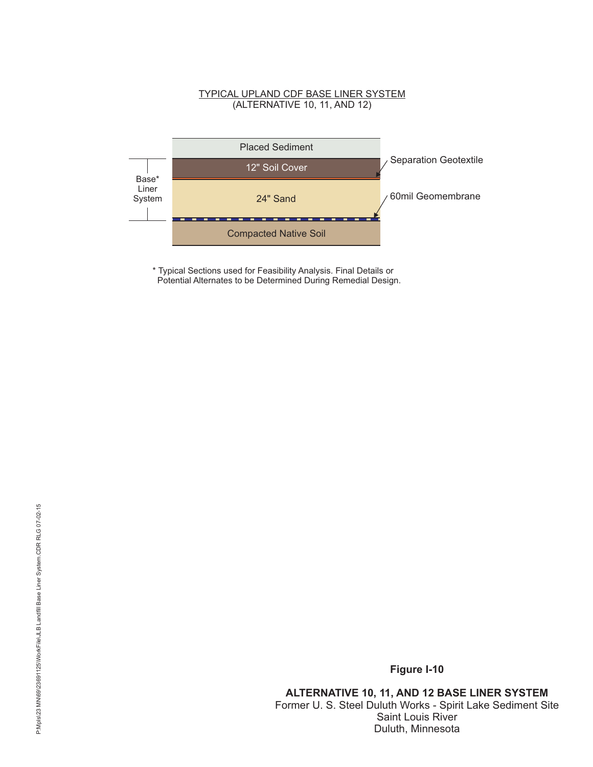TYPICAL UPLAND CDF BASE LINER SYSTEM
(ALTERNATIVE 10, 11, AND 12)

Placed Sediment

Base* Liner System

12" Soil Cover

Separation Geotextile

24" Sand

60mil Geomembrane

Compacted Native Soil

* Typical Sections used for Feasibility Analysis. Final Details or Potential Alternates to be Determined During Remedial Design.

P:Mpls\23 MN\69\23691125\WorkFile\JLB Landfill Base Liner System.CDR RLG 07-02-15

**Figure I-10**

**ALTERNATIVE 10, 11, AND 12 BASE LINER SYSTEM**
Former U. S. Steel Duluth Works - Spirit Lake Sediment Site
Saint Louis River
Duluth, Minnesota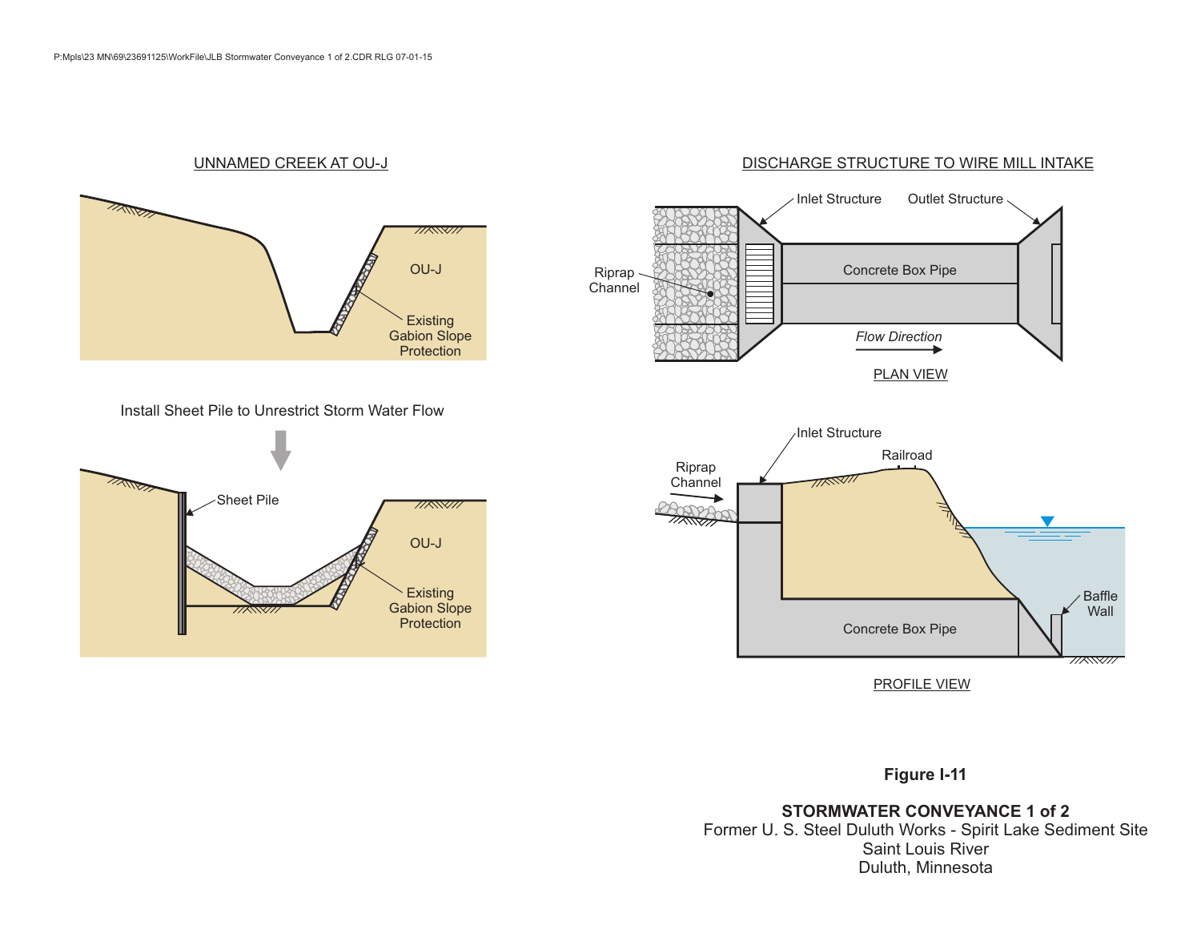P:Mpls\23 MN\69\23691125\WorkFile\JLB Stormwater Conveyance 1 of 2.CDR RLG 07-01-15

UNNAMED CREEK AT OU-J

OU-J

Existing Gabion Slope Protection

Install Sheet Pile to Unrestrict Storm Water Flow

Sheet Pile

OU-J

Existing Gabion Slope Protection

DISCHARGE STRUCTURE TO WIRE MILL INTAKE

Inlet Structure

Outlet Structure

Riprap Channel

Concrete Box Pipe

*Flow Direction*

PLAN VIEW

Inlet Structure

Railroad

Riprap Channel

Baffle Wall

Concrete Box Pipe

PROFILE VIEW

**Figure I-11**

**STORMWATER CONVEYANCE 1 of 2**

Former U. S. Steel Duluth Works - Spirit Lake Sediment Site
Saint Louis River
Duluth, Minnesota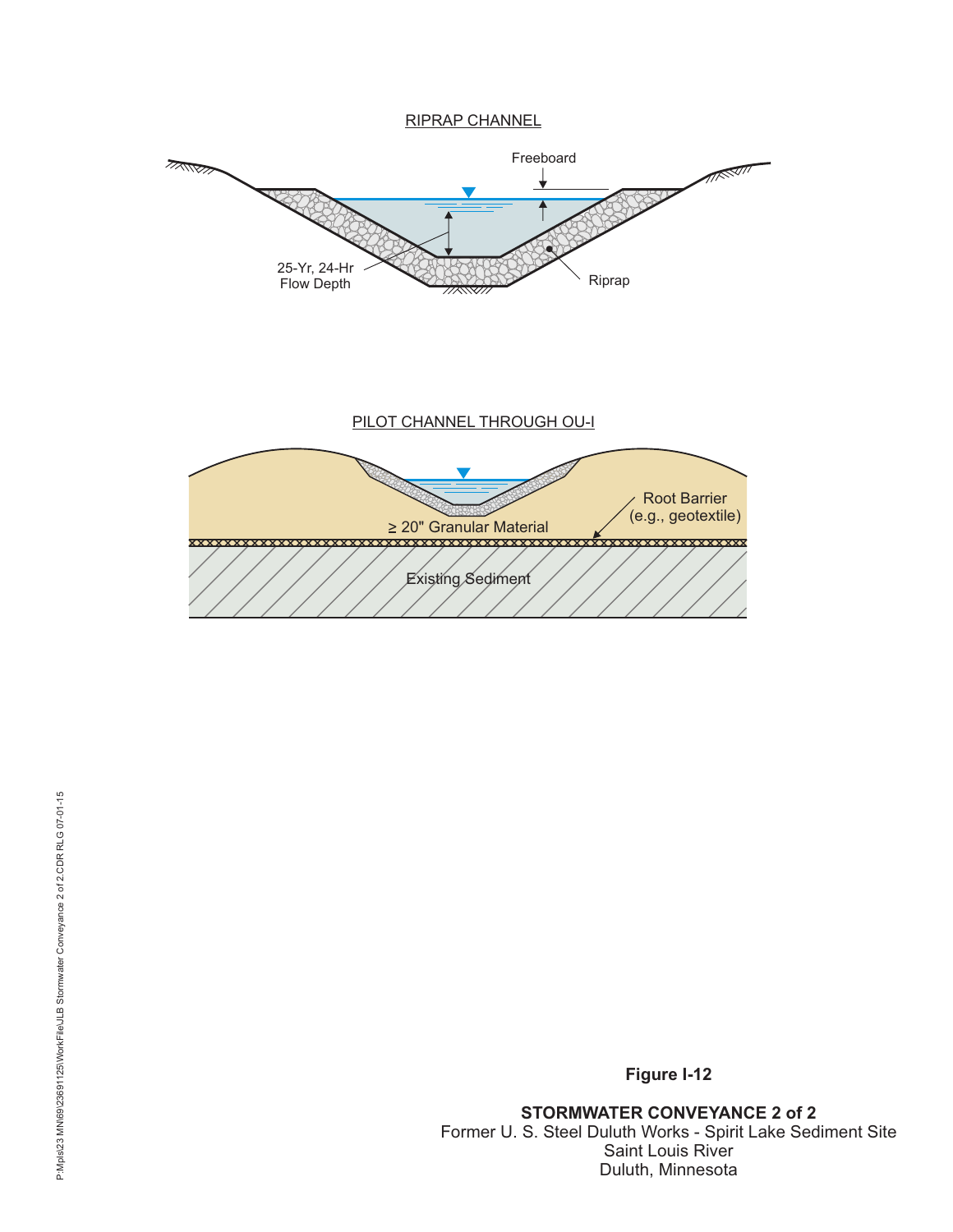RIPRAP CHANNEL

Freeboard

25-Yr, 24-Hr Flow Depth

Riprap

PILOT CHANNEL THROUGH OU-I

Root Barrier (e.g., geotextile)

≥ 20" Granular Material

Existing Sediment

**Figure I-12**

**STORMWATER CONVEYANCE 2 of 2**
Former U. S. Steel Duluth Works - Spirit Lake Sediment Site
Saint Louis River
Duluth, Minnesota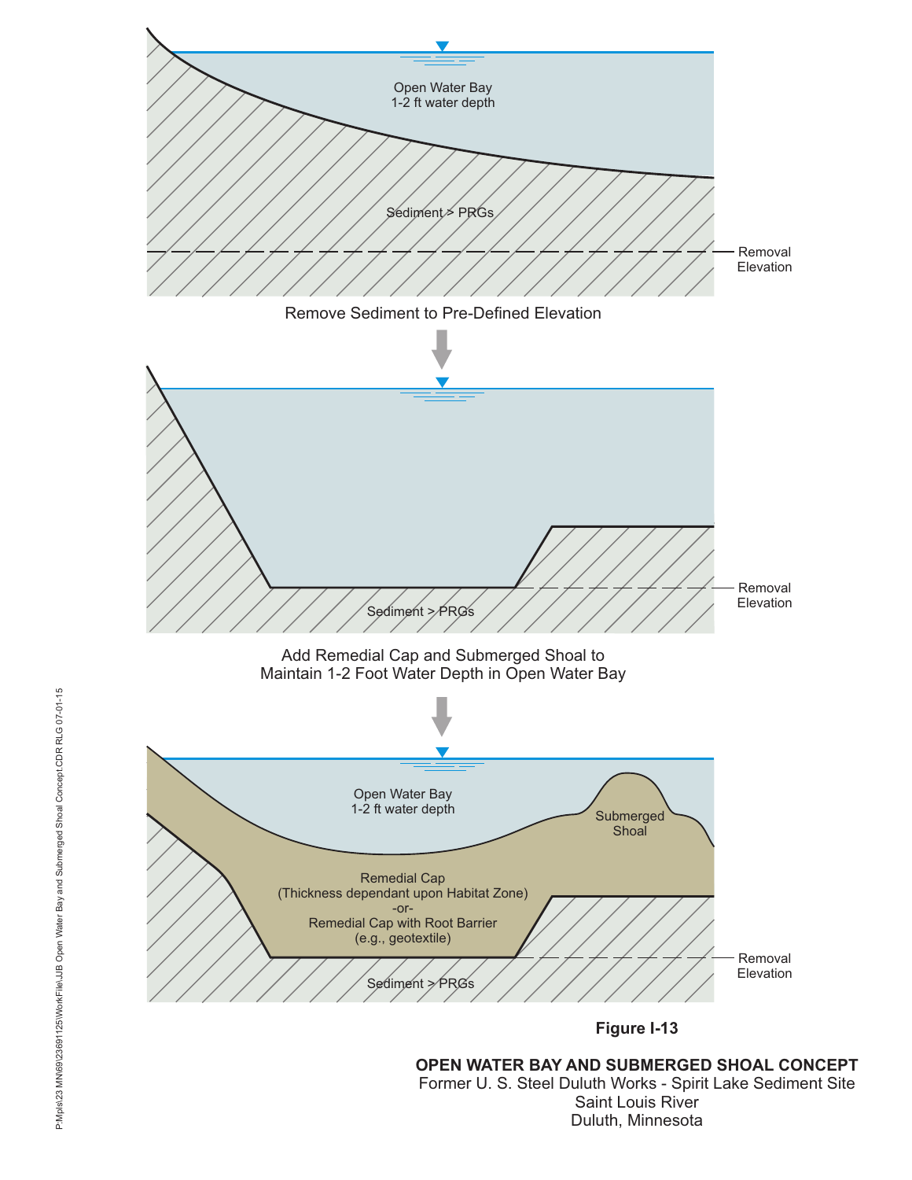Open Water Bay
1-2 ft water depth

Sediment > PRGs

Removal Elevation

Remove Sediment to Pre-Defined Elevation

Removal Elevation

Sediment > PRGs

Add Remedial Cap and Submerged Shoal to Maintain 1-2 Foot Water Depth in Open Water Bay

Open Water Bay
1-2 ft water depth

Submerged Shoal

Remedial Cap
(Thickness dependant upon Habitat Zone)
-or-
Remedial Cap with Root Barrier
(e.g., geotextile)

Removal Elevation

Sediment > PRGs

**Figure I-13**

**OPEN WATER BAY AND SUBMERGED SHOAL CONCEPT**
Former U. S. Steel Duluth Works - Spirit Lake Sediment Site
Saint Louis River
Duluth, Minnesota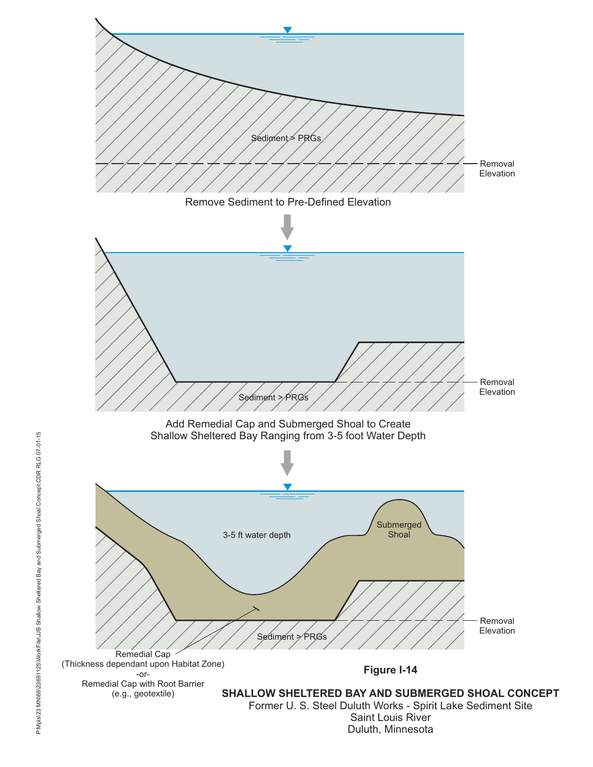Sediment > PRGs

Removal Elevation

Remove Sediment to Pre-Defined Elevation

Removal Elevation

Sediment > PRGs

Add Remedial Cap and Submerged Shoal to Create
Shallow Sheltered Bay Ranging from 3-5 foot Water Depth

3-5 ft water depth

Submerged Shoal

Removal Elevation

Sediment > PRGs

Remedial Cap
(Thickness dependant upon Habitat Zone)
-or-
Remedial Cap with Root Barrier
(e.g., geotextile)

**Figure I-14**

**SHALLOW SHELTERED BAY AND SUBMERGED SHOAL CONCEPT**
Former U. S. Steel Duluth Works - Spirit Lake Sediment Site
Saint Louis River
Duluth, Minnesota

P:\Mpls\23 MN\69\23691125\WorkFile\JJB Shallow Sheltered Bay and Submerged Shoal Concept.CDR RLG 07-01-15